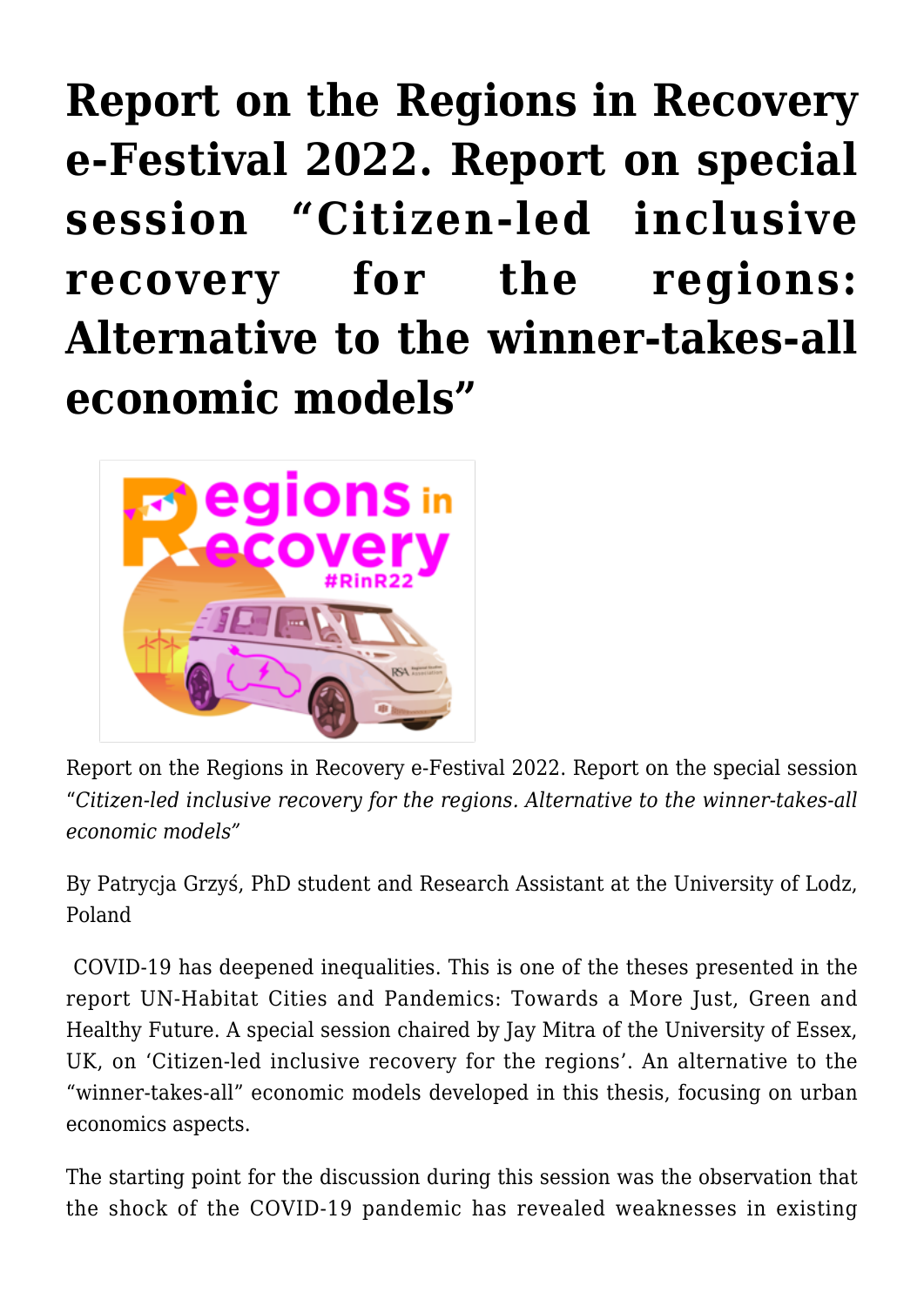# Report on the Regions in Recovery e-Festival 2022. Report on special session "Citizen-led inclusive recovery for the regions: Alternative to the winner-takes-all economic models"

Report on the Regions in Recovery e-Festival 2022. Report on the special session *"Citizen-led inclusive recovery for the regions. Alternative to the winner-takes-all economic models"*

By Patrycja Grzyś, PhD student and Research Assistant at the University of Lodz, Poland

COVID-19 has deepened inequalities. This is one of the theses presented in the report UN-Habitat Cities and Pandemics: Towards a More Just, Green and Healthy Future. A special session chaired by Jay Mitra of the University of Essex, UK, on 'Citizen-led inclusive recovery for the regions'. An alternative to the "winner-takes-all" economic models developed in this thesis, focusing on urban economics aspects.

The starting point for the discussion during this session was the observation that the shock of the COVID-19 pandemic has revealed weaknesses in existing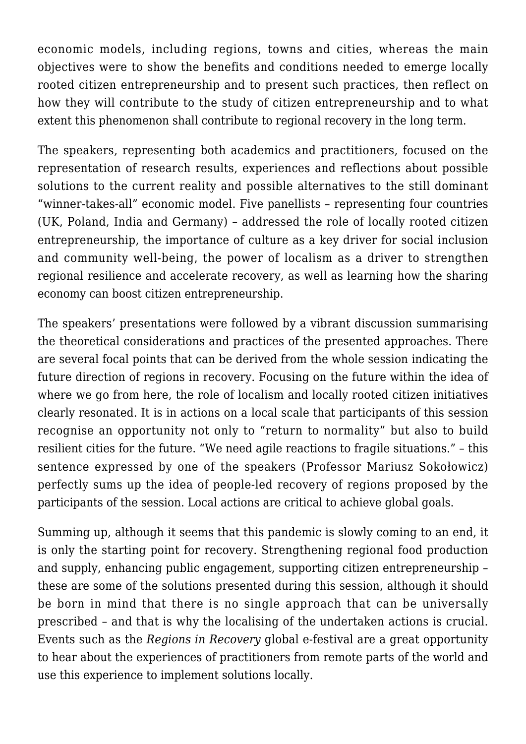economic models, including regions, towns and cities, whereas the main objectives were to show the benefits and conditions needed to emerge locally rooted citizen entrepreneurship and to present such practices, then reflect on how they will contribute to the study of citizen entrepreneurship and to what extent this phenomenon shall contribute to regional recovery in the long term.

The speakers, representing both academics and practitioners, focused on the representation of research results, experiences and reflections about possible solutions to the current reality and possible alternatives to the still dominant "winner-takes-all" economic model. Five panellists – representing four countries (UK, Poland, India and Germany) – addressed the role of locally rooted citizen entrepreneurship, the importance of culture as a key driver for social inclusion and community well-being, the power of localism as a driver to strengthen regional resilience and accelerate recovery, as well as learning how the sharing economy can boost citizen entrepreneurship.

The speakers' presentations were followed by a vibrant discussion summarising the theoretical considerations and practices of the presented approaches. There are several focal points that can be derived from the whole session indicating the future direction of regions in recovery. Focusing on the future within the idea of where we go from here, the role of localism and locally rooted citizen initiatives clearly resonated. It is in actions on a local scale that participants of this session recognise an opportunity not only to "return to normality" but also to build resilient cities for the future. "We need agile reactions to fragile situations." – this sentence expressed by one of the speakers (Professor Mariusz Sokołowicz) perfectly sums up the idea of people-led recovery of regions proposed by the participants of the session. Local actions are critical to achieve global goals.

Summing up, although it seems that this pandemic is slowly coming to an end, it is only the starting point for recovery. Strengthening regional food production and supply, enhancing public engagement, supporting citizen entrepreneurship – these are some of the solutions presented during this session, although it should be born in mind that there is no single approach that can be universally prescribed – and that is why the localising of the undertaken actions is crucial. Events such as the *Regions in Recovery* global e-festival are a great opportunity to hear about the experiences of practitioners from remote parts of the world and use this experience to implement solutions locally.